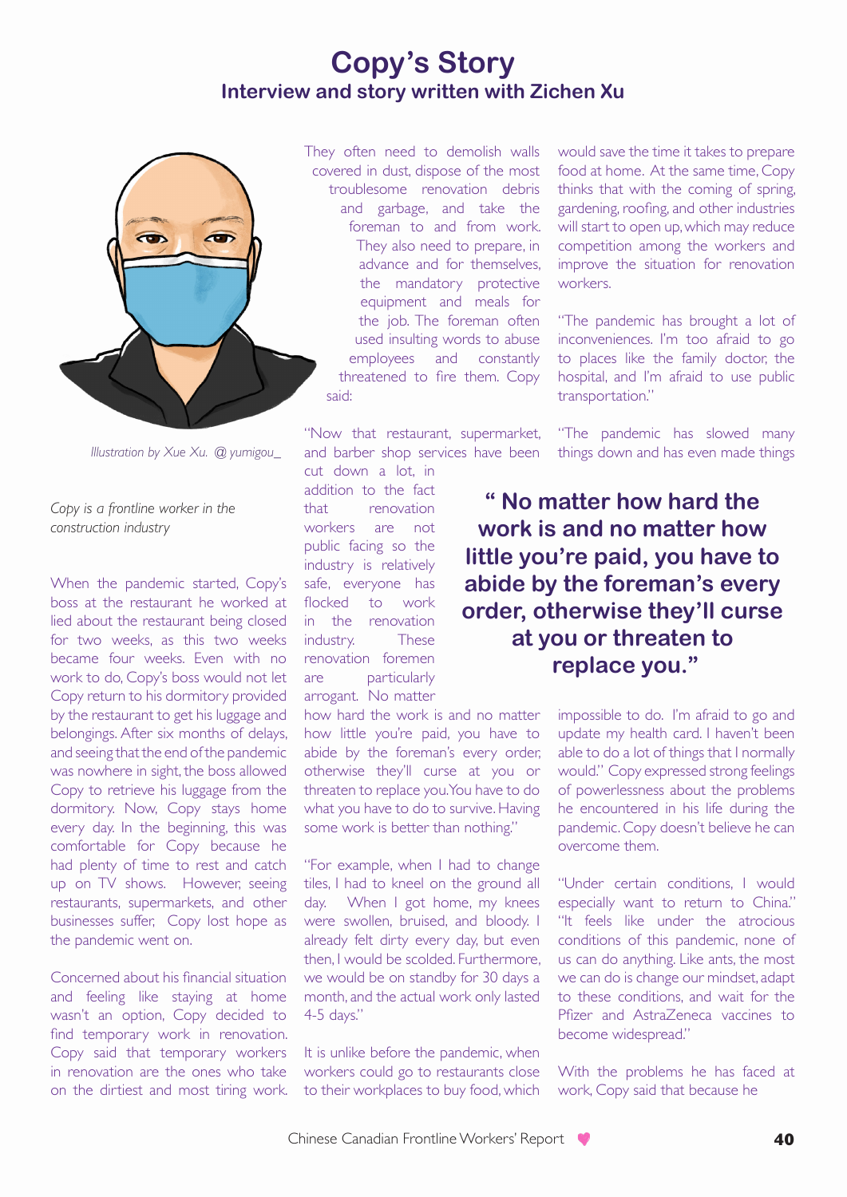# Copy's Story

## Interview and story written with Zichen Xu

*Illustration by Xue Xu. @ yumigou_*

*Copy is a frontline worker in the construction industry*

When the pandemic started, Copy's boss at the restaurant he worked at lied about the restaurant being closed for two weeks, as this two weeks became four weeks. Even with no work to do, Copy's boss would not let Copy return to his dormitory provided by the restaurant to get his luggage and belongings. After six months of delays, and seeing that the end of the pandemic was nowhere in sight, the boss allowed Copy to retrieve his luggage from the dormitory. Now, Copy stays home every day. In the beginning, this was comfortable for Copy because he had plenty of time to rest and catch up on TV shows. However, seeing restaurants, supermarkets, and other businesses suffer, Copy lost hope as the pandemic went on.

Concerned about his financial situation and feeling like staying at home wasn't an option, Copy decided to find temporary work in renovation. Copy said that temporary workers in renovation are the ones who take on the dirtiest and most tiring work. They often need to demolish walls covered in dust, dispose of the most troublesome renovation debris and garbage, and take the foreman to and from work. They also need to prepare, in advance and for themselves, the mandatory protective equipment and meals for the job. The foreman often used insulting words to abuse employees and constantly threatened to fire them. Copy said:

"Now that restaurant, supermarket, and barber shop services have been cut down a lot, in addition to the fact that renovation workers are not public facing so the industry is relatively safe, everyone has flocked to work in the renovation industry. These renovation foremen are particularly arrogant. No matter how hard the work is and no matter how little you're paid, you have to abide by the foreman's every order, otherwise they'll curse at you or threaten to replace you. You have to do what you have to do to survive. Having some work is better than nothing."

> **" No matter how hard the work is and no matter how little you're paid, you have to abide by the foreman's every order, otherwise they'll curse at you or threaten to replace you."**

"For example, when I had to change tiles, I had to kneel on the ground all day. When I got home, my knees were swollen, bruised, and bloody. I already felt dirty every day, but even then, I would be scolded. Furthermore, we would be on standby for 30 days a month, and the actual work only lasted 4-5 days."

It is unlike before the pandemic, when workers could go to restaurants close to their workplaces to buy food, which would save the time it takes to prepare food at home. At the same time, Copy thinks that with the coming of spring, gardening, roofing, and other industries will start to open up, which may reduce competition among the workers and improve the situation for renovation workers.

"The pandemic has brought a lot of inconveniences. I'm too afraid to go to places like the family doctor, the hospital, and I'm afraid to use public transportation."

"The pandemic has slowed many things down and has even made things impossible to do. I'm afraid to go and update my health card. I haven't been able to do a lot of things that I normally would." Copy expressed strong feelings of powerlessness about the problems he encountered in his life during the pandemic. Copy doesn't believe he can overcome them.

"Under certain conditions, I would especially want to return to China." "It feels like under the atrocious conditions of this pandemic, none of us can do anything. Like ants, the most we can do is change our mindset, adapt to these conditions, and wait for the Pfizer and AstraZeneca vaccines to become widespread."

With the problems he has faced at work, Copy said that because he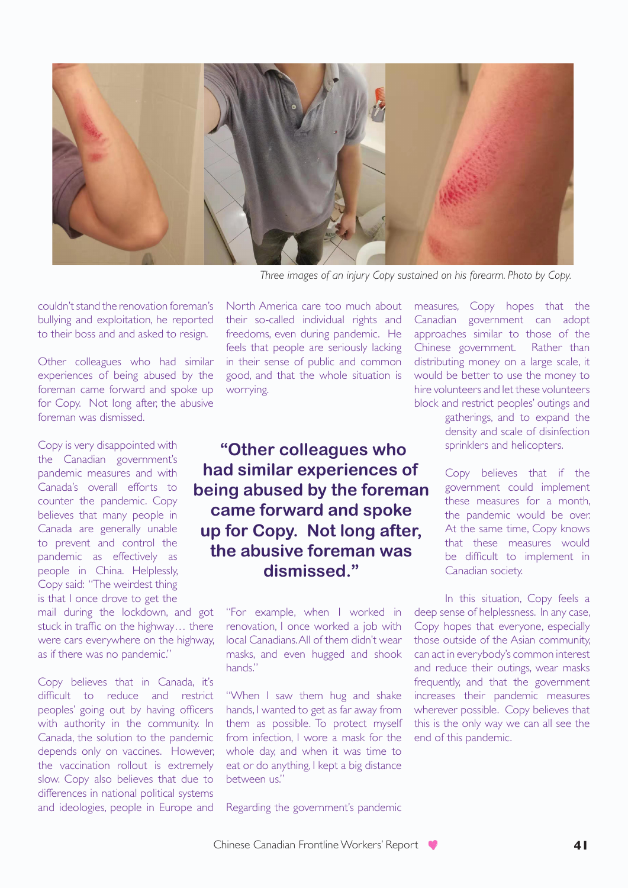*Three images of an injury Copy sustained on his forearm. Photo by Copy.*

couldn't stand the renovation foreman's bullying and exploitation, he reported to their boss and and asked to resign.

Other colleagues who had similar experiences of being abused by the foreman came forward and spoke up for Copy. Not long after, the abusive foreman was dismissed.

Copy is very disappointed with the Canadian government's pandemic measures and with Canada's overall efforts to counter the pandemic. Copy believes that many people in Canada are generally unable to prevent and control the pandemic as effectively as people in China. Helplessly, Copy said: "The weirdest thing is that I once drove to get the mail during the lockdown, and got stuck in traffic on the highway… there were cars everywhere on the highway, as if there was no pandemic."

Copy believes that in Canada, it's difficult to reduce and restrict peoples' going out by having officers with authority in the community. In Canada, the solution to the pandemic depends only on vaccines. However, the vaccination rollout is extremely slow. Copy also believes that due to differences in national political systems and ideologies, people in Europe and North America care too much about their so-called individual rights and freedoms, even during pandemic. He feels that people are seriously lacking in their sense of public and common good, and that the whole situation is worrying.

**"Other colleagues who had similar experiences of being abused by the foreman came forward and spoke up for Copy. Not long after, the abusive foreman was dismissed."**

"For example, when I worked in renovation, I once worked a job with local Canadians. All of them didn't wear masks, and even hugged and shook hands."

"When I saw them hug and shake hands, I wanted to get as far away from them as possible. To protect myself from infection, I wore a mask for the whole day, and when it was time to eat or do anything, I kept a big distance between us."

Regarding the government's pandemic measures, Copy hopes that the Canadian government can adopt approaches similar to those of the Chinese government. Rather than distributing money on a large scale, it would be better to use the money to hire volunteers and let these volunteers block and restrict peoples' outings and gatherings, and to expand the density and scale of disinfection sprinklers and helicopters.

Copy believes that if the government could implement these measures for a month, the pandemic would be over. At the same time, Copy knows that these measures would be difficult to implement in Canadian society.

In this situation, Copy feels a deep sense of helplessness. In any case, Copy hopes that everyone, especially those outside of the Asian community, can act in everybody's common interest and reduce their outings, wear masks frequently, and that the government increases their pandemic measures wherever possible. Copy believes that this is the only way we can all see the end of this pandemic.